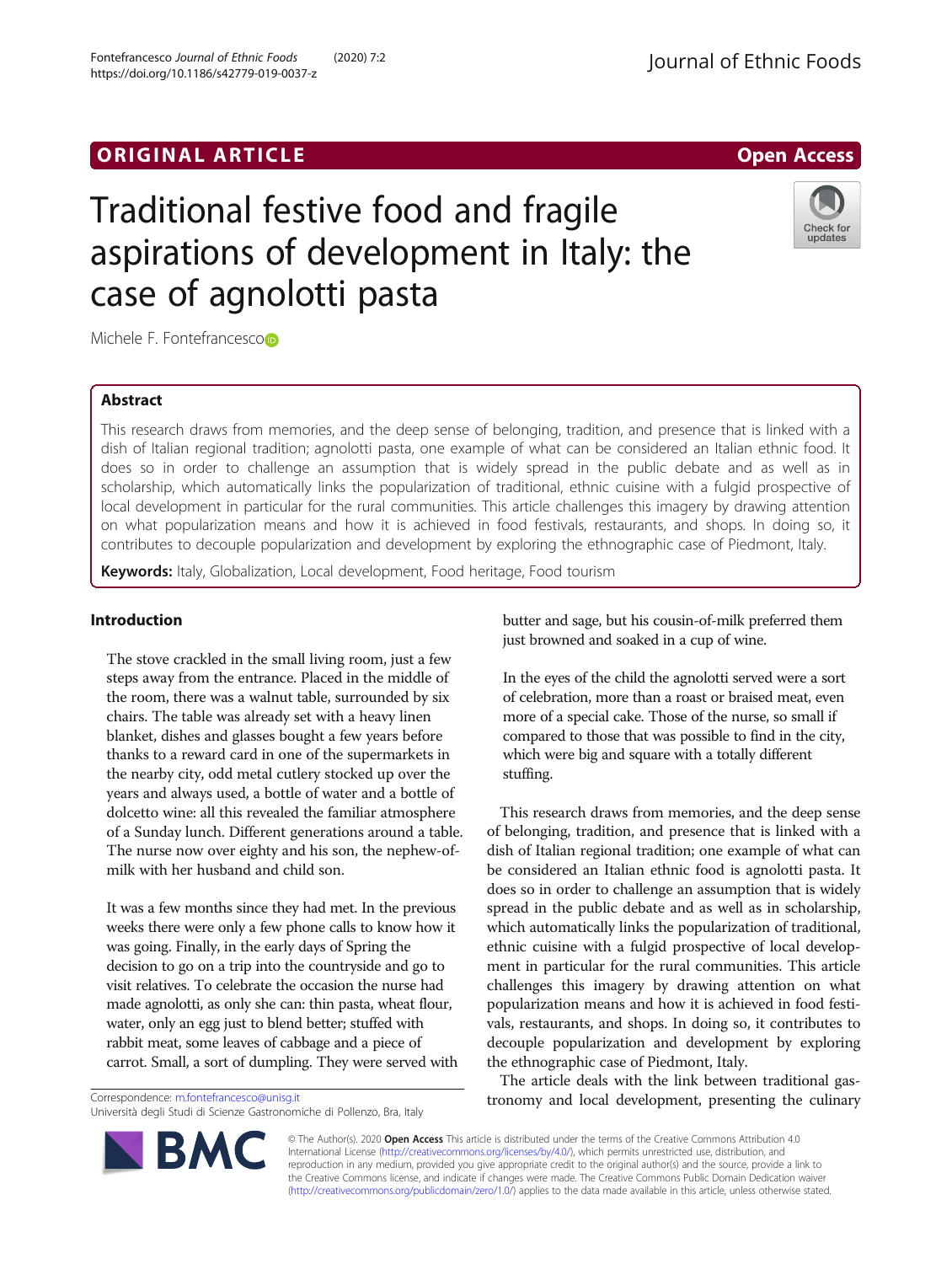ORIGINAL ARTICLE

Open Access

# Traditional festive food and fragile aspirations of development in Italy: the case of agnolotti pasta

Michele F. Fontefrancesco

## Abstract

This research draws from memories, and the deep sense of belonging, tradition, and presence that is linked with a dish of Italian regional tradition; agnolotti pasta, one example of what can be considered an Italian ethnic food. It does so in order to challenge an assumption that is widely spread in the public debate and as well as in scholarship, which automatically links the popularization of traditional, ethnic cuisine with a fulgid prospective of local development in particular for the rural communities. This article challenges this imagery by drawing attention on what popularization means and how it is achieved in food festivals, restaurants, and shops. In doing so, it contributes to decouple popularization and development by exploring the ethnographic case of Piedmont, Italy.

**Keywords:** Italy, Globalization, Local development, Food heritage, Food tourism

## Introduction

> The stove crackled in the small living room, just a few steps away from the entrance. Placed in the middle of the room, there was a walnut table, surrounded by six chairs. The table was already set with a heavy linen blanket, dishes and glasses bought a few years before thanks to a reward card in one of the supermarkets in the nearby city, odd metal cutlery stocked up over the years and always used, a bottle of water and a bottle of dolcetto wine: all this revealed the familiar atmosphere of a Sunday lunch. Different generations around a table. The nurse now over eighty and his son, the nephew-of-milk with her husband and child son.
>
> It was a few months since they had met. In the previous weeks there were only a few phone calls to know how it was going. Finally, in the early days of Spring the decision to go on a trip into the countryside and go to visit relatives. To celebrate the occasion the nurse had made agnolotti, as only she can: thin pasta, wheat flour, water, only an egg just to blend better; stuffed with rabbit meat, some leaves of cabbage and a piece of carrot. Small, a sort of dumpling. They were served with butter and sage, but his cousin-of-milk preferred them just browned and soaked in a cup of wine.
>
> In the eyes of the child the agnolotti served were a sort of celebration, more than a roast or braised meat, even more of a special cake. Those of the nurse, so small if compared to those that was possible to find in the city, which were big and square with a totally different stuffing.

This research draws from memories, and the deep sense of belonging, tradition, and presence that is linked with a dish of Italian regional tradition; one example of what can be considered an Italian ethnic food is agnolotti pasta. It does so in order to challenge an assumption that is widely spread in the public debate and as well as in scholarship, which automatically links the popularization of traditional, ethnic cuisine with a fulgid prospective of local development in particular for the rural communities. This article challenges this imagery by drawing attention on what popularization means and how it is achieved in food festivals, restaurants, and shops. In doing so, it contributes to decouple popularization and development by exploring the ethnographic case of Piedmont, Italy.

The article deals with the link between traditional gastronomy and local development, presenting the culinary

Correspondence: m.fontefrancesco@unisg.it
Università degli Studi di Scienze Gastronomiche di Pollenzo, Bra, Italy

© The Author(s). 2020 **Open Access** This article is distributed under the terms of the Creative Commons Attribution 4.0 International License (http://creativecommons.org/licenses/by/4.0/), which permits unrestricted use, distribution, and reproduction in any medium, provided you give appropriate credit to the original author(s) and the source, provide a link to the Creative Commons license, and indicate if changes were made. The Creative Commons Public Domain Dedication waiver (http://creativecommons.org/publicdomain/zero/1.0/) applies to the data made available in this article, unless otherwise stated.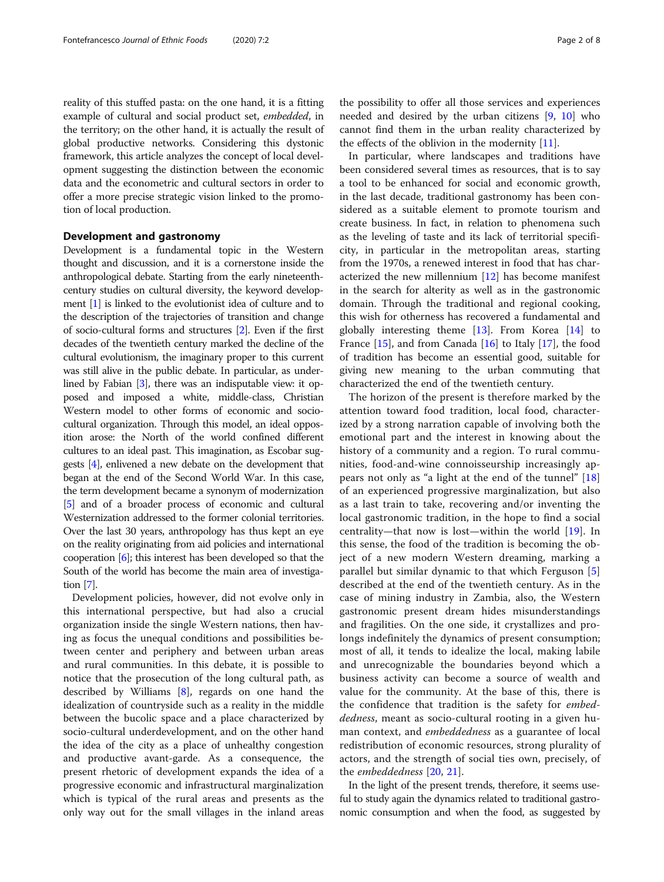reality of this stuffed pasta: on the one hand, it is a fitting example of cultural and social product set, *embedded*, in the territory; on the other hand, it is actually the result of global productive networks. Considering this dystonic framework, this article analyzes the concept of local development suggesting the distinction between the economic data and the econometric and cultural sectors in order to offer a more precise strategic vision linked to the promotion of local production.

## Development and gastronomy

Development is a fundamental topic in the Western thought and discussion, and it is a cornerstone inside the anthropological debate. Starting from the early nineteenth-century studies on cultural diversity, the keyword development [1] is linked to the evolutionist idea of culture and to the description of the trajectories of transition and change of socio-cultural forms and structures [2]. Even if the first decades of the twentieth century marked the decline of the cultural evolutionism, the imaginary proper to this current was still alive in the public debate. In particular, as underlined by Fabian [3], there was an indisputable view: it opposed and imposed a white, middle-class, Christian Western model to other forms of economic and socio-cultural organization. Through this model, an ideal opposition arose: the North of the world confined different cultures to an ideal past. This imagination, as Escobar suggests [4], enlivened a new debate on the development that began at the end of the Second World War. In this case, the term development became a synonym of modernization [5] and of a broader process of economic and cultural Westernization addressed to the former colonial territories. Over the last 30 years, anthropology has thus kept an eye on the reality originating from aid policies and international cooperation [6]; this interest has been developed so that the South of the world has become the main area of investigation [7].

Development policies, however, did not evolve only in this international perspective, but had also a crucial organization inside the single Western nations, then having as focus the unequal conditions and possibilities between center and periphery and between urban areas and rural communities. In this debate, it is possible to notice that the prosecution of the long cultural path, as described by Williams [8], regards on one hand the idealization of countryside such as a reality in the middle between the bucolic space and a place characterized by socio-cultural underdevelopment, and on the other hand the idea of the city as a place of unhealthy congestion and productive avant-garde. As a consequence, the present rhetoric of development expands the idea of a progressive economic and infrastructural marginalization which is typical of the rural areas and presents as the only way out for the small villages in the inland areas the possibility to offer all those services and experiences needed and desired by the urban citizens [9, 10] who cannot find them in the urban reality characterized by the effects of the oblivion in the modernity [11].

In particular, where landscapes and traditions have been considered several times as resources, that is to say a tool to be enhanced for social and economic growth, in the last decade, traditional gastronomy has been considered as a suitable element to promote tourism and create business. In fact, in relation to phenomena such as the leveling of taste and its lack of territorial specificity, in particular in the metropolitan areas, starting from the 1970s, a renewed interest in food that has characterized the new millennium [12] has become manifest in the search for alterity as well as in the gastronomic domain. Through the traditional and regional cooking, this wish for otherness has recovered a fundamental and globally interesting theme [13]. From Korea [14] to France [15], and from Canada [16] to Italy [17], the food of tradition has become an essential good, suitable for giving new meaning to the urban commuting that characterized the end of the twentieth century.

The horizon of the present is therefore marked by the attention toward food tradition, local food, characterized by a strong narration capable of involving both the emotional part and the interest in knowing about the history of a community and a region. To rural communities, food-and-wine connoisseurship increasingly appears not only as "a light at the end of the tunnel" [18] of an experienced progressive marginalization, but also as a last train to take, recovering and/or inventing the local gastronomic tradition, in the hope to find a social centrality—that now is lost—within the world [19]. In this sense, the food of the tradition is becoming the object of a new modern Western dreaming, marking a parallel but similar dynamic to that which Ferguson [5] described at the end of the twentieth century. As in the case of mining industry in Zambia, also, the Western gastronomic present dream hides misunderstandings and fragilities. On the one side, it crystallizes and prolongs indefinitely the dynamics of present consumption; most of all, it tends to idealize the local, making labile and unrecognizable the boundaries beyond which a business activity can become a source of wealth and value for the community. At the base of this, there is the confidence that tradition is the safety for *embeddedness*, meant as socio-cultural rooting in a given human context, and *embeddedness* as a guarantee of local redistribution of economic resources, strong plurality of actors, and the strength of social ties own, precisely, of the *embeddedness* [20, 21].

In the light of the present trends, therefore, it seems useful to study again the dynamics related to traditional gastronomic consumption and when the food, as suggested by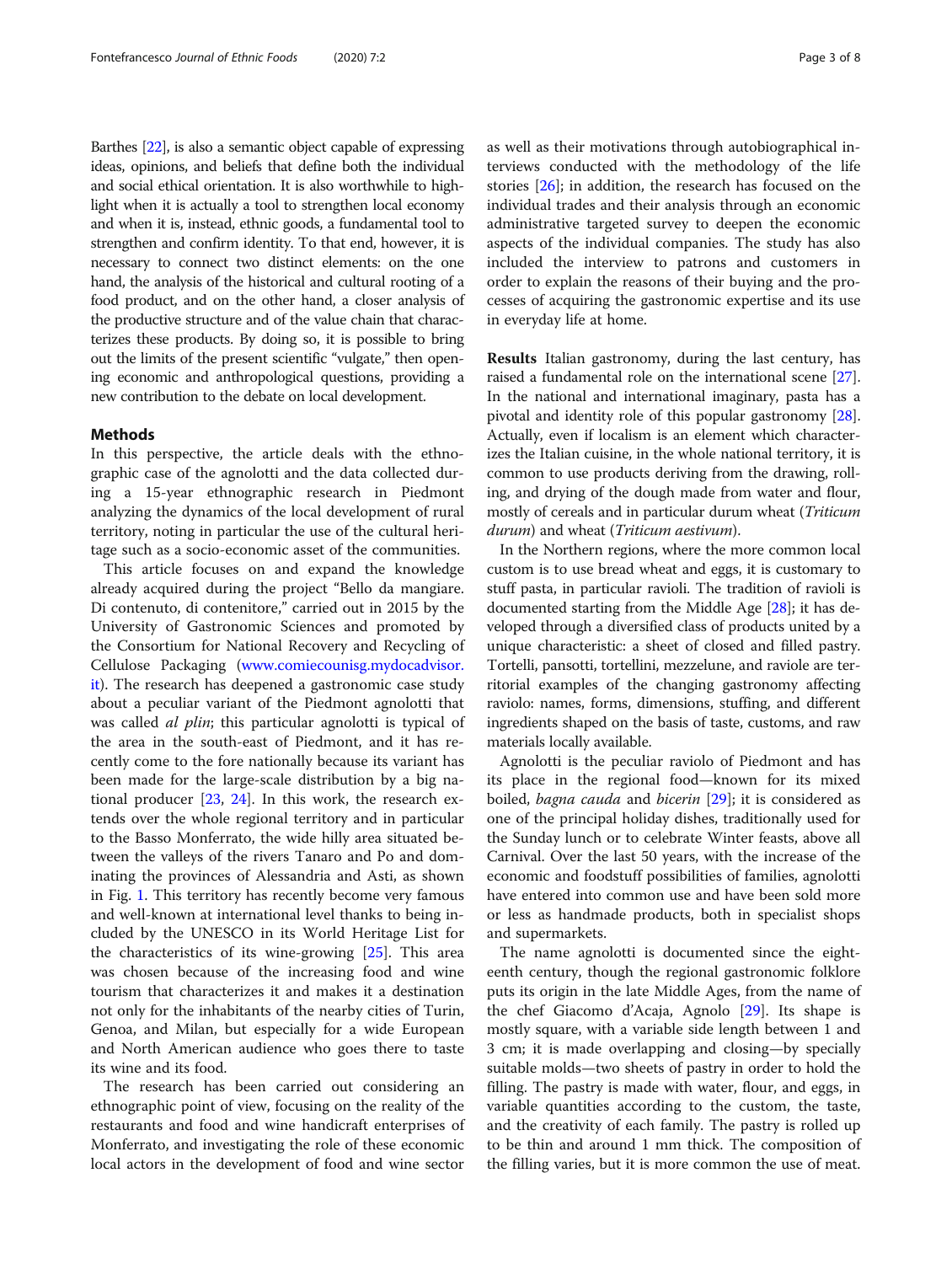Barthes [22], is also a semantic object capable of expressing ideas, opinions, and beliefs that define both the individual and social ethical orientation. It is also worthwhile to highlight when it is actually a tool to strengthen local economy and when it is, instead, ethnic goods, a fundamental tool to strengthen and confirm identity. To that end, however, it is necessary to connect two distinct elements: on the one hand, the analysis of the historical and cultural rooting of a food product, and on the other hand, a closer analysis of the productive structure and of the value chain that characterizes these products. By doing so, it is possible to bring out the limits of the present scientific "vulgate," then opening economic and anthropological questions, providing a new contribution to the debate on local development.

## Methods

In this perspective, the article deals with the ethnographic case of the agnolotti and the data collected during a 15-year ethnographic research in Piedmont analyzing the dynamics of the local development of rural territory, noting in particular the use of the cultural heritage such as a socio-economic asset of the communities.

This article focuses on and expand the knowledge already acquired during the project "Bello da mangiare. Di contenuto, di contenitore," carried out in 2015 by the University of Gastronomic Sciences and promoted by the Consortium for National Recovery and Recycling of Cellulose Packaging (www.comiecounisg.mydocadvisor.it). The research has deepened a gastronomic case study about a peculiar variant of the Piedmont agnolotti that was called *al plin*; this particular agnolotti is typical of the area in the south-east of Piedmont, and it has recently come to the fore nationally because its variant has been made for the large-scale distribution by a big national producer [23, 24]. In this work, the research extends over the whole regional territory and in particular to the Basso Monferrato, the wide hilly area situated between the valleys of the rivers Tanaro and Po and dominating the provinces of Alessandria and Asti, as shown in Fig. 1. This territory has recently become very famous and well-known at international level thanks to being included by the UNESCO in its World Heritage List for the characteristics of its wine-growing [25]. This area was chosen because of the increasing food and wine tourism that characterizes it and makes it a destination not only for the inhabitants of the nearby cities of Turin, Genoa, and Milan, but especially for a wide European and North American audience who goes there to taste its wine and its food.

The research has been carried out considering an ethnographic point of view, focusing on the reality of the restaurants and food and wine handicraft enterprises of Monferrato, and investigating the role of these economic local actors in the development of food and wine sector as well as their motivations through autobiographical interviews conducted with the methodology of the life stories [26]; in addition, the research has focused on the individual trades and their analysis through an economic administrative targeted survey to deepen the economic aspects of the individual companies. The study has also included the interview to patrons and customers in order to explain the reasons of their buying and the processes of acquiring the gastronomic expertise and its use in everyday life at home.

**Results** Italian gastronomy, during the last century, has raised a fundamental role on the international scene [27]. In the national and international imaginary, pasta has a pivotal and identity role of this popular gastronomy [28]. Actually, even if localism is an element which characterizes the Italian cuisine, in the whole national territory, it is common to use products deriving from the drawing, rolling, and drying of the dough made from water and flour, mostly of cereals and in particular durum wheat (*Triticum durum*) and wheat (*Triticum aestivum*).

In the Northern regions, where the more common local custom is to use bread wheat and eggs, it is customary to stuff pasta, in particular ravioli. The tradition of ravioli is documented starting from the Middle Age [28]; it has developed through a diversified class of products united by a unique characteristic: a sheet of closed and filled pastry. Tortelli, pansotti, tortellini, mezzelune, and raviole are territorial examples of the changing gastronomy affecting raviolo: names, forms, dimensions, stuffing, and different ingredients shaped on the basis of taste, customs, and raw materials locally available.

Agnolotti is the peculiar raviolo of Piedmont and has its place in the regional food—known for its mixed boiled, *bagna cauda* and *bicerin* [29]; it is considered as one of the principal holiday dishes, traditionally used for the Sunday lunch or to celebrate Winter feasts, above all Carnival. Over the last 50 years, with the increase of the economic and foodstuff possibilities of families, agnolotti have entered into common use and have been sold more or less as handmade products, both in specialist shops and supermarkets.

The name agnolotti is documented since the eighteenth century, though the regional gastronomic folklore puts its origin in the late Middle Ages, from the name of the chef Giacomo d'Acaja, Agnolo [29]. Its shape is mostly square, with a variable side length between 1 and 3 cm; it is made overlapping and closing—by specially suitable molds—two sheets of pastry in order to hold the filling. The pastry is made with water, flour, and eggs, in variable quantities according to the custom, the taste, and the creativity of each family. The pastry is rolled up to be thin and around 1 mm thick. The composition of the filling varies, but it is more common the use of meat.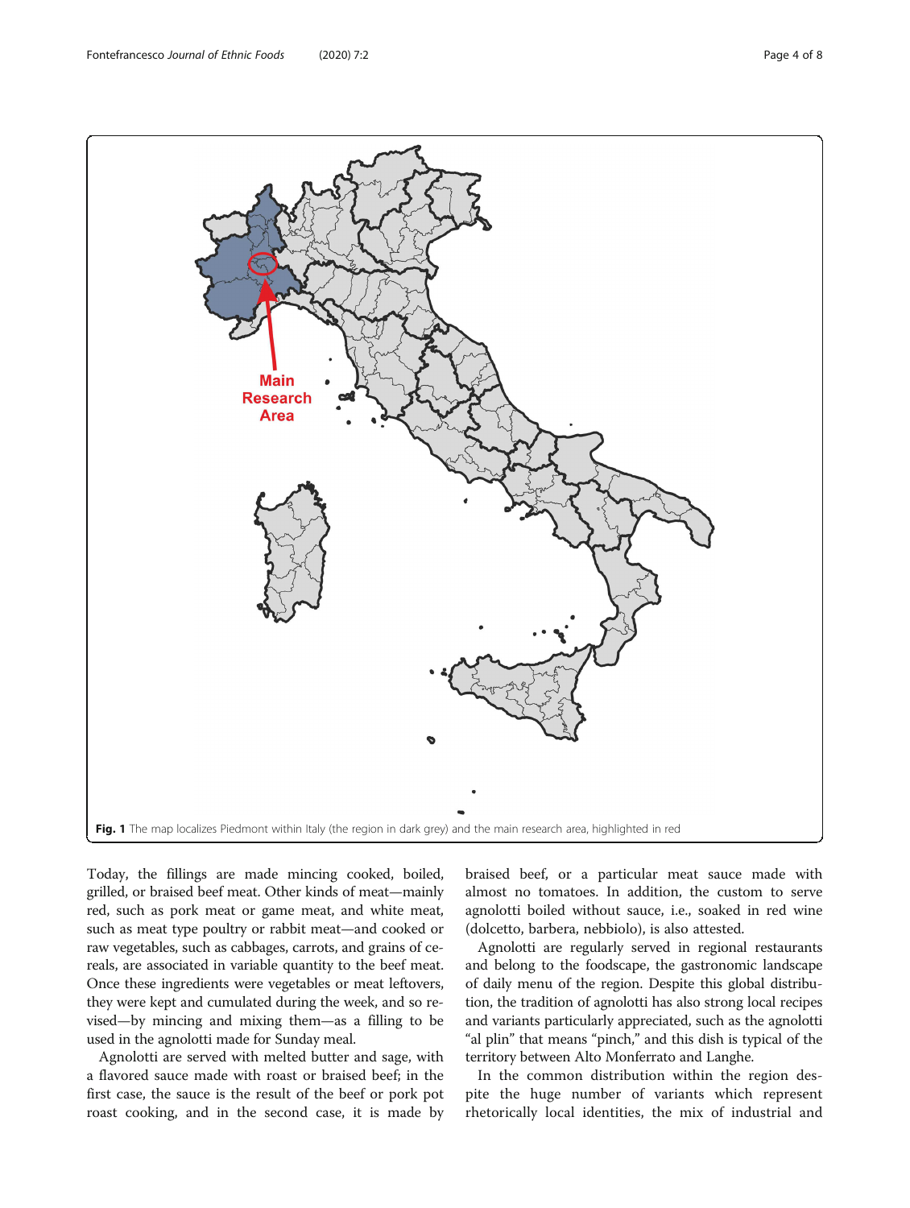Fig. 1 The map localizes Piedmont within Italy (the region in dark grey) and the main research area, highlighted in red

Today, the fillings are made mincing cooked, boiled, grilled, or braised beef meat. Other kinds of meat—mainly red, such as pork meat or game meat, and white meat, such as meat type poultry or rabbit meat—and cooked or raw vegetables, such as cabbages, carrots, and grains of cereals, are associated in variable quantity to the beef meat. Once these ingredients were vegetables or meat leftovers, they were kept and cumulated during the week, and so revised—by mincing and mixing them—as a filling to be used in the agnolotti made for Sunday meal.

Agnolotti are served with melted butter and sage, with a flavored sauce made with roast or braised beef; in the first case, the sauce is the result of the beef or pork pot roast cooking, and in the second case, it is made by braised beef, or a particular meat sauce made with almost no tomatoes. In addition, the custom to serve agnolotti boiled without sauce, i.e., soaked in red wine (dolcetto, barbera, nebbiolo), is also attested.

Agnolotti are regularly served in regional restaurants and belong to the foodscape, the gastronomic landscape of daily menu of the region. Despite this global distribution, the tradition of agnolotti has also strong local recipes and variants particularly appreciated, such as the agnolotti "al plin" that means "pinch," and this dish is typical of the territory between Alto Monferrato and Langhe.

In the common distribution within the region despite the huge number of variants which represent rhetorically local identities, the mix of industrial and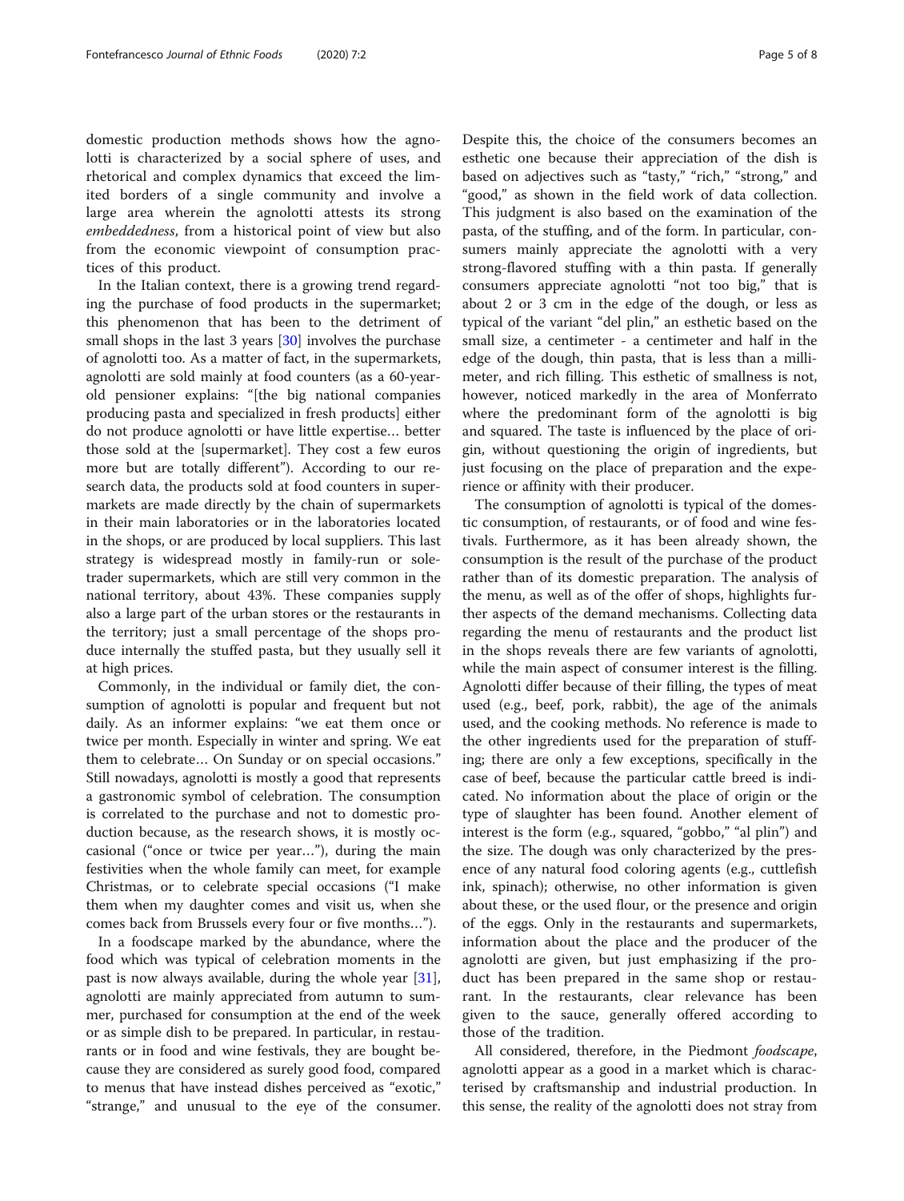domestic production methods shows how the agnolotti is characterized by a social sphere of uses, and rhetorical and complex dynamics that exceed the limited borders of a single community and involve a large area wherein the agnolotti attests its strong *embeddedness*, from a historical point of view but also from the economic viewpoint of consumption practices of this product.

In the Italian context, there is a growing trend regarding the purchase of food products in the supermarket; this phenomenon that has been to the detriment of small shops in the last 3 years [30] involves the purchase of agnolotti too. As a matter of fact, in the supermarkets, agnolotti are sold mainly at food counters (as a 60-year-old pensioner explains: "[the big national companies producing pasta and specialized in fresh products] either do not produce agnolotti or have little expertise… better those sold at the [supermarket]. They cost a few euros more but are totally different"). According to our research data, the products sold at food counters in supermarkets are made directly by the chain of supermarkets in their main laboratories or in the laboratories located in the shops, or are produced by local suppliers. This last strategy is widespread mostly in family-run or sole-trader supermarkets, which are still very common in the national territory, about 43%. These companies supply also a large part of the urban stores or the restaurants in the territory; just a small percentage of the shops produce internally the stuffed pasta, but they usually sell it at high prices.

Commonly, in the individual or family diet, the consumption of agnolotti is popular and frequent but not daily. As an informer explains: "we eat them once or twice per month. Especially in winter and spring. We eat them to celebrate… On Sunday or on special occasions." Still nowadays, agnolotti is mostly a good that represents a gastronomic symbol of celebration. The consumption is correlated to the purchase and not to domestic production because, as the research shows, it is mostly occasional ("once or twice per year…"), during the main festivities when the whole family can meet, for example Christmas, or to celebrate special occasions ("I make them when my daughter comes and visit us, when she comes back from Brussels every four or five months…").

In a foodscape marked by the abundance, where the food which was typical of celebration moments in the past is now always available, during the whole year [31], agnolotti are mainly appreciated from autumn to summer, purchased for consumption at the end of the week or as simple dish to be prepared. In particular, in restaurants or in food and wine festivals, they are bought because they are considered as surely good food, compared to menus that have instead dishes perceived as "exotic," "strange," and unusual to the eye of the consumer. Despite this, the choice of the consumers becomes an esthetic one because their appreciation of the dish is based on adjectives such as "tasty," "rich," "strong," and "good," as shown in the field work of data collection. This judgment is also based on the examination of the pasta, of the stuffing, and of the form. In particular, consumers mainly appreciate the agnolotti with a very strong-flavored stuffing with a thin pasta. If generally consumers appreciate agnolotti "not too big," that is about 2 or 3 cm in the edge of the dough, or less as typical of the variant "del plin," an esthetic based on the small size, a centimeter - a centimeter and half in the edge of the dough, thin pasta, that is less than a millimeter, and rich filling. This esthetic of smallness is not, however, noticed markedly in the area of Monferrato where the predominant form of the agnolotti is big and squared. The taste is influenced by the place of origin, without questioning the origin of ingredients, but just focusing on the place of preparation and the experience or affinity with their producer.

The consumption of agnolotti is typical of the domestic consumption, of restaurants, or of food and wine festivals. Furthermore, as it has been already shown, the consumption is the result of the purchase of the product rather than of its domestic preparation. The analysis of the menu, as well as of the offer of shops, highlights further aspects of the demand mechanisms. Collecting data regarding the menu of restaurants and the product list in the shops reveals there are few variants of agnolotti, while the main aspect of consumer interest is the filling. Agnolotti differ because of their filling, the types of meat used (e.g., beef, pork, rabbit), the age of the animals used, and the cooking methods. No reference is made to the other ingredients used for the preparation of stuffing; there are only a few exceptions, specifically in the case of beef, because the particular cattle breed is indicated. No information about the place of origin or the type of slaughter has been found. Another element of interest is the form (e.g., squared, "gobbo," "al plin") and the size. The dough was only characterized by the presence of any natural food coloring agents (e.g., cuttlefish ink, spinach); otherwise, no other information is given about these, or the used flour, or the presence and origin of the eggs. Only in the restaurants and supermarkets, information about the place and the producer of the agnolotti are given, but just emphasizing if the product has been prepared in the same shop or restaurant. In the restaurants, clear relevance has been given to the sauce, generally offered according to those of the tradition.

All considered, therefore, in the Piedmont *foodscape*, agnolotti appear as a good in a market which is characterised by craftsmanship and industrial production. In this sense, the reality of the agnolotti does not stray from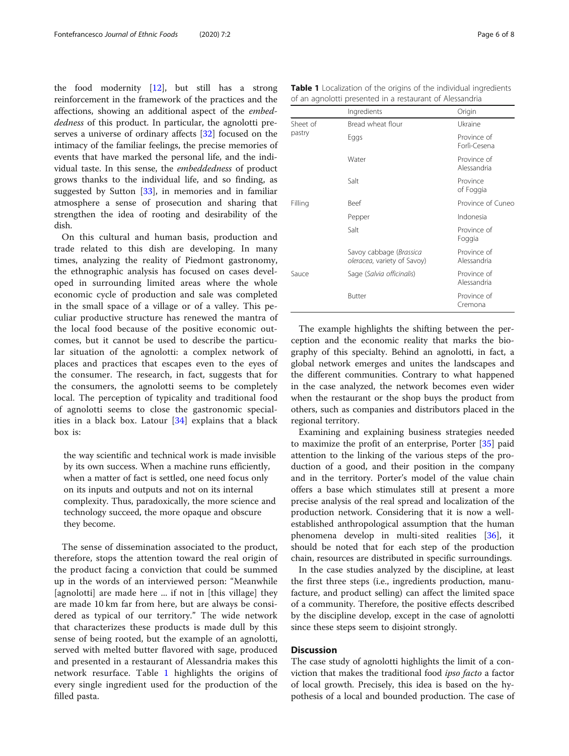the food modernity [12], but still has a strong reinforcement in the framework of the practices and the affections, showing an additional aspect of the *embeddedness* of this product. In particular, the agnolotti preserves a universe of ordinary affects [32] focused on the intimacy of the familiar feelings, the precise memories of events that have marked the personal life, and the individual taste. In this sense, the *embeddedness* of product grows thanks to the individual life, and so finding, as suggested by Sutton [33], in memories and in familiar atmosphere a sense of prosecution and sharing that strengthen the idea of rooting and desirability of the dish.

On this cultural and human basis, production and trade related to this dish are developing. In many times, analyzing the reality of Piedmont gastronomy, the ethnographic analysis has focused on cases developed in surrounding limited areas where the whole economic cycle of production and sale was completed in the small space of a village or of a valley. This peculiar productive structure has renewed the mantra of the local food because of the positive economic outcomes, but it cannot be used to describe the particular situation of the agnolotti: a complex network of places and practices that escapes even to the eyes of the consumer. The research, in fact, suggests that for the consumers, the agnolotti seems to be completely local. The perception of typicality and traditional food of agnolotti seems to close the gastronomic specialities in a black box. Latour [34] explains that a black box is:

> the way scientific and technical work is made invisible by its own success. When a machine runs efficiently, when a matter of fact is settled, one need focus only on its inputs and outputs and not on its internal complexity. Thus, paradoxically, the more science and technology succeed, the more opaque and obscure they become.

The sense of dissemination associated to the product, therefore, stops the attention toward the real origin of the product facing a conviction that could be summed up in the words of an interviewed person: "Meanwhile [agnolotti] are made here ... if not in [this village] they are made 10 km far from here, but are always be considered as typical of our territory." The wide network that characterizes these products is made dull by this sense of being rooted, but the example of an agnolotti, served with melted butter flavored with sage, produced and presented in a restaurant of Alessandria makes this network resurface. Table 1 highlights the origins of every single ingredient used for the production of the filled pasta.

**Table 1** Localization of the origins of the individual ingredients of an agnolotti presented in a restaurant of Alessandria

| | Ingredients | Origin |
|---|---|---|
| Sheet of pastry | Bread wheat flour | Ukraine |
| | Eggs | Province of Forlì-Cesena |
| | Water | Province of Alessandria |
| | Salt | Province of Foggia |
| Filling | Beef | Province of Cuneo |
| | Pepper | Indonesia |
| | Salt | Province of Foggia |
| | Savoy cabbage (*Brassica oleracea*, variety of Savoy) | Province of Alessandria |
| Sauce | Sage (*Salvia officinalis*) | Province of Alessandria |
| | Butter | Province of Cremona |

The example highlights the shifting between the perception and the economic reality that marks the biography of this specialty. Behind an agnolotti, in fact, a global network emerges and unites the landscapes and the different communities. Contrary to what happened in the case analyzed, the network becomes even wider when the restaurant or the shop buys the product from others, such as companies and distributors placed in the regional territory.

Examining and explaining business strategies needed to maximize the profit of an enterprise, Porter [35] paid attention to the linking of the various steps of the production of a good, and their position in the company and in the territory. Porter's model of the value chain offers a base which stimulates still at present a more precise analysis of the real spread and localization of the production network. Considering that it is now a well-established anthropological assumption that the human phenomena develop in multi-sited realities [36], it should be noted that for each step of the production chain, resources are distributed in specific surroundings.

In the case studies analyzed by the discipline, at least the first three steps (i.e., ingredients production, manufacture, and product selling) can affect the limited space of a community. Therefore, the positive effects described by the discipline develop, except in the case of agnolotti since these steps seem to disjoint strongly.

## Discussion

The case study of agnolotti highlights the limit of a conviction that makes the traditional food *ipso facto* a factor of local growth. Precisely, this idea is based on the hypothesis of a local and bounded production. The case of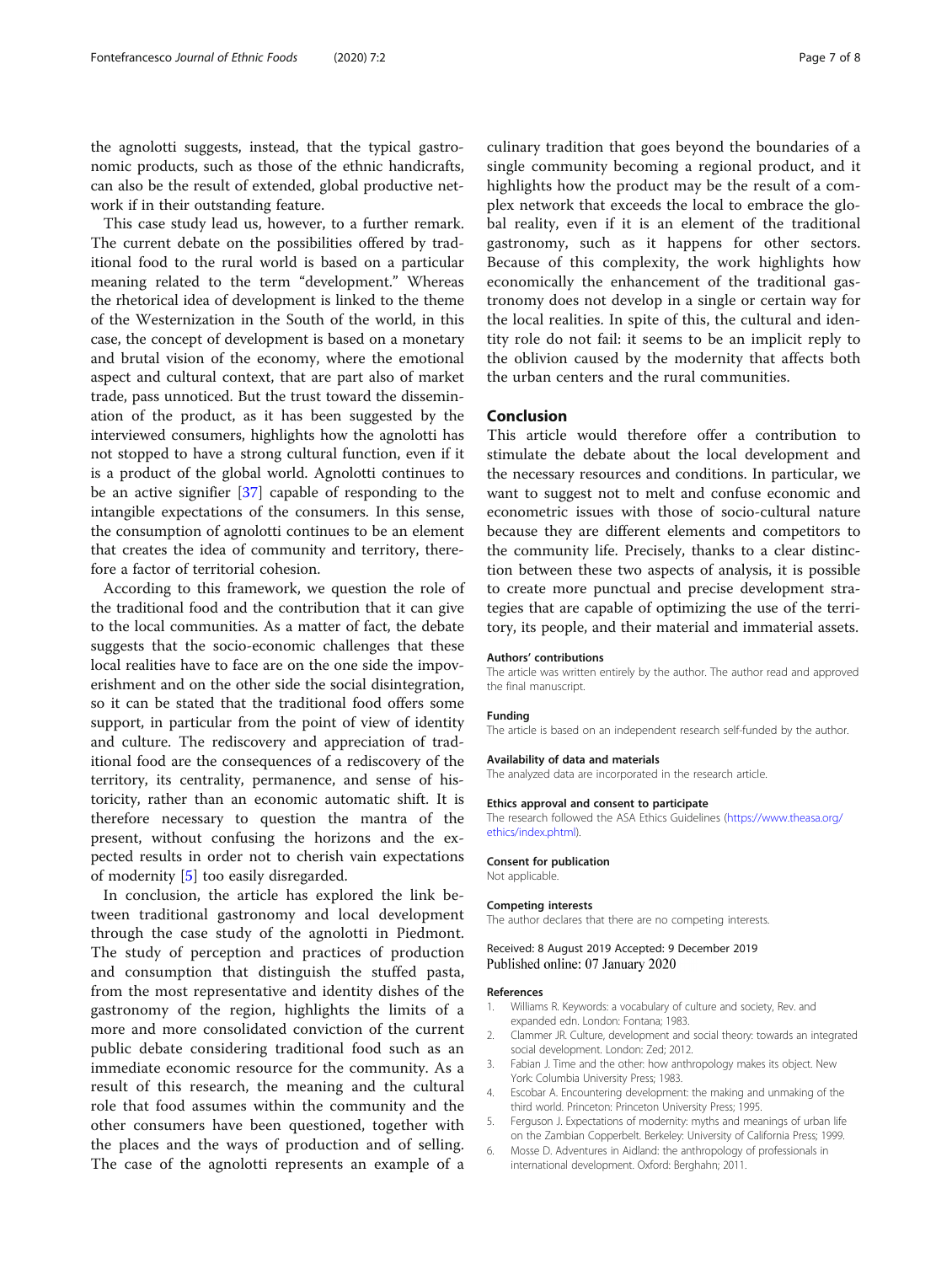the agnolotti suggests, instead, that the typical gastronomic products, such as those of the ethnic handicrafts, can also be the result of extended, global productive network if in their outstanding feature.

This case study lead us, however, to a further remark. The current debate on the possibilities offered by traditional food to the rural world is based on a particular meaning related to the term "development." Whereas the rhetorical idea of development is linked to the theme of the Westernization in the South of the world, in this case, the concept of development is based on a monetary and brutal vision of the economy, where the emotional aspect and cultural context, that are part also of market trade, pass unnoticed. But the trust toward the dissemination of the product, as it has been suggested by the interviewed consumers, highlights how the agnolotti has not stopped to have a strong cultural function, even if it is a product of the global world. Agnolotti continues to be an active signifier [37] capable of responding to the intangible expectations of the consumers. In this sense, the consumption of agnolotti continues to be an element that creates the idea of community and territory, therefore a factor of territorial cohesion.

According to this framework, we question the role of the traditional food and the contribution that it can give to the local communities. As a matter of fact, the debate suggests that the socio-economic challenges that these local realities have to face are on the one side the impoverishment and on the other side the social disintegration, so it can be stated that the traditional food offers some support, in particular from the point of view of identity and culture. The rediscovery and appreciation of traditional food are the consequences of a rediscovery of the territory, its centrality, permanence, and sense of historicity, rather than an economic automatic shift. It is therefore necessary to question the mantra of the present, without confusing the horizons and the expected results in order not to cherish vain expectations of modernity [5] too easily disregarded.

In conclusion, the article has explored the link between traditional gastronomy and local development through the case study of the agnolotti in Piedmont. The study of perception and practices of production and consumption that distinguish the stuffed pasta, from the most representative and identity dishes of the gastronomy of the region, highlights the limits of a more and more consolidated conviction of the current public debate considering traditional food such as an immediate economic resource for the community. As a result of this research, the meaning and the cultural role that food assumes within the community and the other consumers have been questioned, together with the places and the ways of production and of selling. The case of the agnolotti represents an example of a culinary tradition that goes beyond the boundaries of a single community becoming a regional product, and it highlights how the product may be the result of a complex network that exceeds the local to embrace the global reality, even if it is an element of the traditional gastronomy, such as it happens for other sectors. Because of this complexity, the work highlights how economically the enhancement of the traditional gastronomy does not develop in a single or certain way for the local realities. In spite of this, the cultural and identity role do not fail: it seems to be an implicit reply to the oblivion caused by the modernity that affects both the urban centers and the rural communities.

## Conclusion

This article would therefore offer a contribution to stimulate the debate about the local development and the necessary resources and conditions. In particular, we want to suggest not to melt and confuse economic and econometric issues with those of socio-cultural nature because they are different elements and competitors to the community life. Precisely, thanks to a clear distinction between these two aspects of analysis, it is possible to create more punctual and precise development strategies that are capable of optimizing the use of the territory, its people, and their material and immaterial assets.

#### Authors' contributions

The article was written entirely by the author. The author read and approved the final manuscript.

#### Funding

The article is based on an independent research self-funded by the author.

#### Availability of data and materials

The analyzed data are incorporated in the research article.

#### Ethics approval and consent to participate

The research followed the ASA Ethics Guidelines (https://www.theasa.org/ethics/index.phtml).

#### Consent for publication

Not applicable.

#### Competing interests

The author declares that there are no competing interests.

Received: 8 August 2019 Accepted: 9 December 2019
Published online: 07 January 2020

#### References

1. Williams R. Keywords: a vocabulary of culture and society, Rev. and expanded edn. London: Fontana; 1983.
2. Clammer JR. Culture, development and social theory: towards an integrated social development. London: Zed; 2012.
3. Fabian J. Time and the other: how anthropology makes its object. New York: Columbia University Press; 1983.
4. Escobar A. Encountering development: the making and unmaking of the third world. Princeton: Princeton University Press; 1995.
5. Ferguson J. Expectations of modernity: myths and meanings of urban life on the Zambian Copperbelt. Berkeley: University of California Press; 1999.
6. Mosse D. Adventures in Aidland: the anthropology of professionals in international development. Oxford: Berghahn; 2011.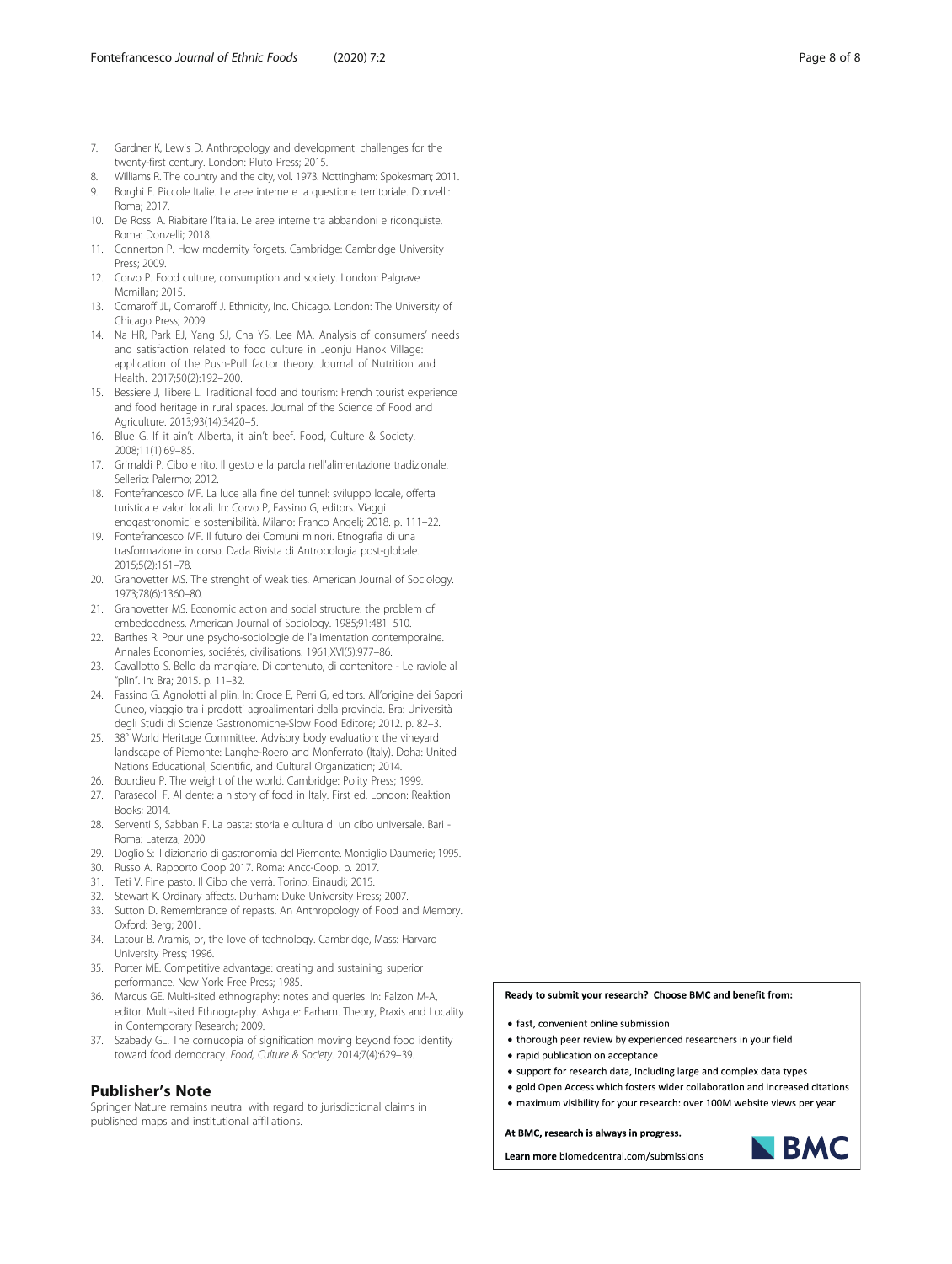7. Gardner K, Lewis D. Anthropology and development: challenges for the twenty-first century. London: Pluto Press; 2015.
8. Williams R. The country and the city, vol. 1973. Nottingham: Spokesman; 2011.
9. Borghi E. Piccole Italie. Le aree interne e la questione territoriale. Donzelli: Roma; 2017.
10. De Rossi A. Riabitare l'Italia. Le aree interne tra abbandoni e riconquiste. Roma: Donzelli; 2018.
11. Connerton P. How modernity forgets. Cambridge: Cambridge University Press; 2009.
12. Corvo P. Food culture, consumption and society. London: Palgrave Mcmillan; 2015.
13. Comaroff JL, Comaroff J. Ethnicity, Inc. Chicago. London: The University of Chicago Press; 2009.
14. Na HR, Park EJ, Yang SJ, Cha YS, Lee MA. Analysis of consumers' needs and satisfaction related to food culture in Jeonju Hanok Village: application of the Push-Pull factor theory. Journal of Nutrition and Health. 2017;50(2):192–200.
15. Bessiere J, Tibere L. Traditional food and tourism: French tourist experience and food heritage in rural spaces. Journal of the Science of Food and Agriculture. 2013;93(14):3420–5.
16. Blue G. If it ain't Alberta, it ain't beef. Food, Culture & Society. 2008;11(1):69–85.
17. Grimaldi P. Cibo e rito. Il gesto e la parola nell'alimentazione tradizionale. Sellerio: Palermo; 2012.
18. Fontefrancesco MF. La luce alla fine del tunnel: sviluppo locale, offerta turistica e valori locali. In: Corvo P, Fassino G, editors. Viaggi enogastronomici e sostenibilità. Milano: Franco Angeli; 2018. p. 111–22.
19. Fontefrancesco MF. Il futuro dei Comuni minori. Etnografia di una trasformazione in corso. Dada Rivista di Antropologia post-globale. 2015;5(2):161–78.
20. Granovetter MS. The strenght of weak ties. American Journal of Sociology. 1973;78(6):1360–80.
21. Granovetter MS. Economic action and social structure: the problem of embeddedness. American Journal of Sociology. 1985;91:481–510.
22. Barthes R. Pour une psycho-sociologie de l'alimentation contemporaine. Annales Economies, sociétés, civilisations. 1961;XVI(5):977–86.
23. Cavallotto S. Bello da mangiare. Di contenuto, di contenitore - Le raviole al "plin". In: Bra; 2015. p. 11–32.
24. Fassino G. Agnolotti al plin. In: Croce E, Perri G, editors. All'origine dei Sapori Cuneo, viaggio tra i prodotti agroalimentari della provincia. Bra: Università degli Studi di Scienze Gastronomiche-Slow Food Editore; 2012. p. 82–3.
25. 38° World Heritage Committee. Advisory body evaluation: the vineyard landscape of Piemonte: Langhe-Roero and Monferrato (Italy). Doha: United Nations Educational, Scientific, and Cultural Organization; 2014.
26. Bourdieu P. The weight of the world. Cambridge: Polity Press; 1999.
27. Parasecoli F. Al dente: a history of food in Italy. First ed. London: Reaktion Books; 2014.
28. Serventi S, Sabban F. La pasta: storia e cultura di un cibo universale. Bari - Roma: Laterza; 2000.
29. Doglio S: Il dizionario di gastronomia del Piemonte. Montiglio Daumerie; 1995.
30. Russo A. Rapporto Coop 2017. Roma: Ancc-Coop. p. 2017.
31. Teti V. Fine pasto. Il Cibo che verrà. Torino: Einaudi; 2015.
32. Stewart K. Ordinary affects. Durham: Duke University Press; 2007.
33. Sutton D. Remembrance of repasts. An Anthropology of Food and Memory. Oxford: Berg; 2001.
34. Latour B. Aramis, or, the love of technology. Cambridge, Mass: Harvard University Press; 1996.
35. Porter ME. Competitive advantage: creating and sustaining superior performance. New York: Free Press; 1985.
36. Marcus GE. Multi-sited ethnography: notes and queries. In: Falzon M-A, editor. Multi-sited Ethnography. Ashgate: Farham. Theory, Praxis and Locality in Contemporary Research; 2009.
37. Szabady GL. The cornucopia of signification moving beyond food identity toward food democracy. *Food, Culture & Society*. 2014;7(4):629–39.

## Publisher's Note

Springer Nature remains neutral with regard to jurisdictional claims in published maps and institutional affiliations.

**Ready to submit your research? Choose BMC and benefit from:**

- fast, convenient online submission
- thorough peer review by experienced researchers in your field
- rapid publication on acceptance
- support for research data, including large and complex data types
- gold Open Access which fosters wider collaboration and increased citations
- maximum visibility for your research: over 100M website views per year

**At BMC, research is always in progress.**

**Learn more** biomedcentral.com/submissions

BMC